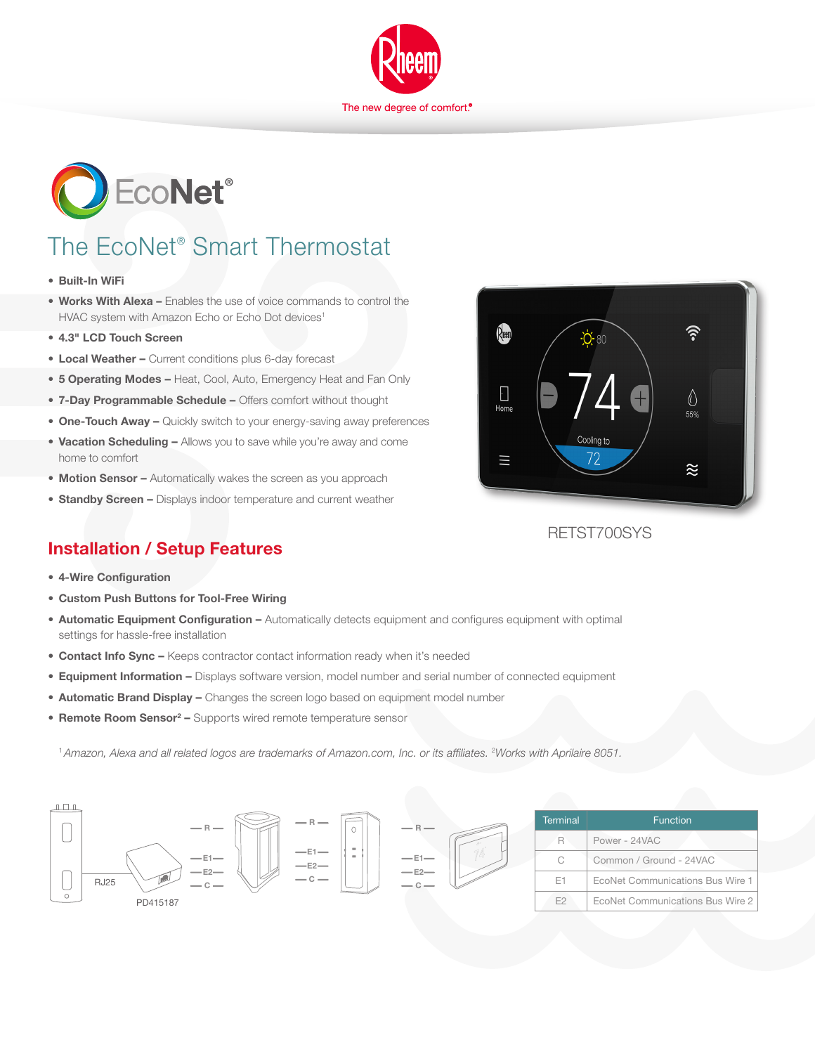Rheem

The new degree of comfort.®

EcoNet®

# The EcoNet® Smart Thermostat

- **Built-In WiFi**
- **Works With Alexa –** Enables the use of voice commands to control the HVAC system with Amazon Echo or Echo Dot devices[1]
- **4.3" LCD Touch Screen**
- **Local Weather –** Current conditions plus 6-day forecast
- **5 Operating Modes –** Heat, Cool, Auto, Emergency Heat and Fan Only
- **7-Day Programmable Schedule –** Offers comfort without thought
- **One-Touch Away –** Quickly switch to your energy-saving away preferences
- **Vacation Scheduling –** Allows you to save while you're away and come home to comfort
- **Motion Sensor –** Automatically wakes the screen as you approach
- **Standby Screen –** Displays indoor temperature and current weather

RETST700SYS

## Installation / Setup Features

- **4-Wire Configuration**
- **Custom Push Buttons for Tool-Free Wiring**
- **Automatic Equipment Configuration –** Automatically detects equipment and configures equipment with optimal settings for hassle-free installation
- **Contact Info Sync –** Keeps contractor contact information ready when it's needed
- **Equipment Information –** Displays software version, model number and serial number of connected equipment
- **Automatic Brand Display –** Changes the screen logo based on equipment model number
- **Remote Room Sensor[2] –** Supports wired remote temperature sensor

[1] *Amazon, Alexa and all related logos are trademarks of Amazon.com, Inc. or its affiliates.* [2] *Works with Aprilaire 8051.*

RJ25 — PD415187 — R, E1, E2, C

| Terminal | Function |
|---|---|
| R | Power - 24VAC |
| C | Common / Ground - 24VAC |
| E1 | EcoNet Communications Bus Wire 1 |
| E2 | EcoNet Communications Bus Wire 2 |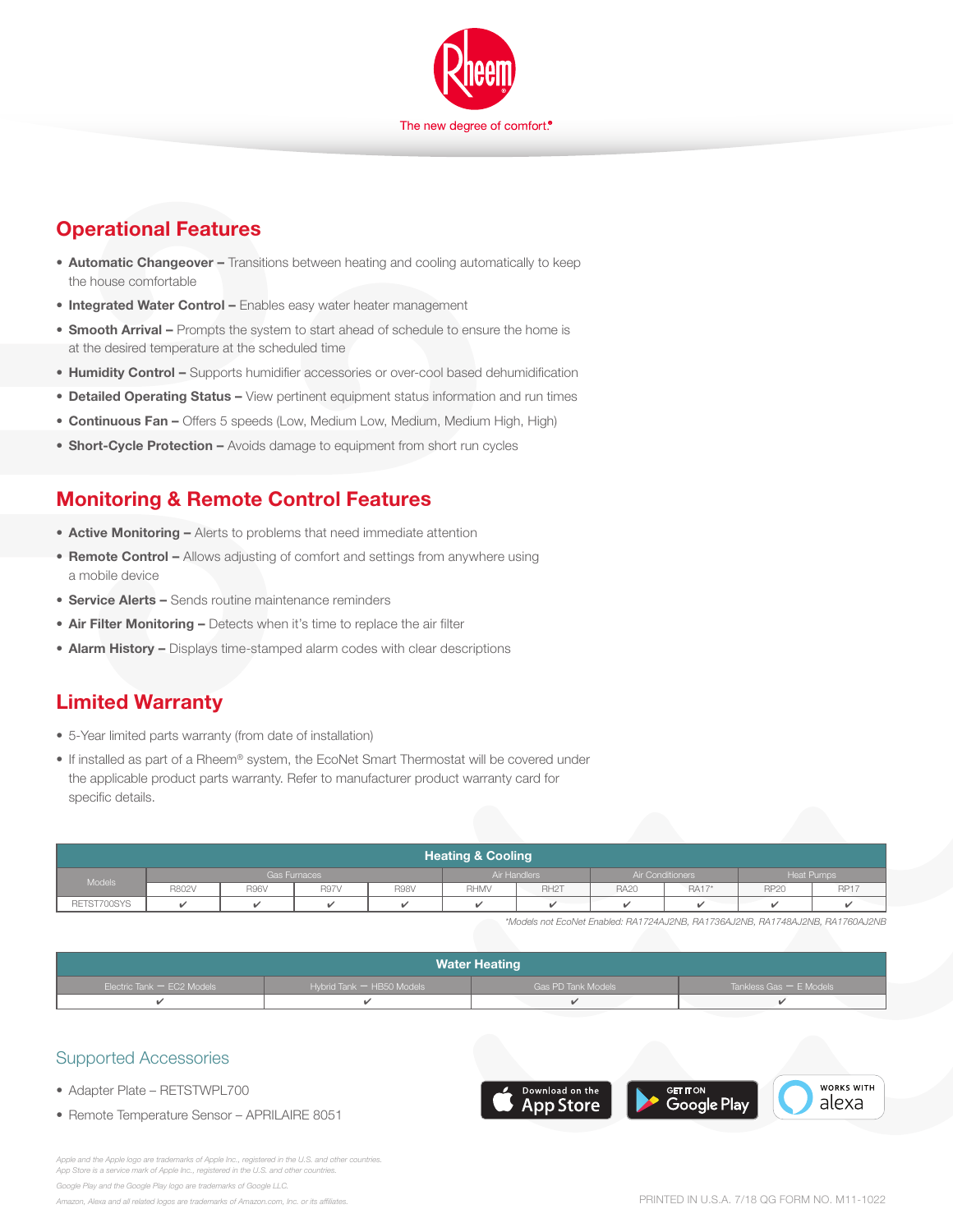Rheem

The new degree of comfort.®

## Operational Features

- **Automatic Changeover –** Transitions between heating and cooling automatically to keep the house comfortable
- **Integrated Water Control –** Enables easy water heater management
- **Smooth Arrival –** Prompts the system to start ahead of schedule to ensure the home is at the desired temperature at the scheduled time
- **Humidity Control –** Supports humidifier accessories or over-cool based dehumidification
- **Detailed Operating Status –** View pertinent equipment status information and run times
- **Continuous Fan –** Offers 5 speeds (Low, Medium Low, Medium, Medium High, High)
- **Short-Cycle Protection –** Avoids damage to equipment from short run cycles

## Monitoring & Remote Control Features

- **Active Monitoring –** Alerts to problems that need immediate attention
- **Remote Control –** Allows adjusting of comfort and settings from anywhere using a mobile device
- **Service Alerts –** Sends routine maintenance reminders
- **Air Filter Monitoring –** Detects when it's time to replace the air filter
- **Alarm History –** Displays time-stamped alarm codes with clear descriptions

## Limited Warranty

- 5-Year limited parts warranty (from date of installation)
- If installed as part of a Rheem® system, the EcoNet Smart Thermostat will be covered under the applicable product parts warranty. Refer to manufacturer product warranty card for specific details.

**Heating & Cooling**

| Models | Gas Furnaces | | | | Air Handlers | | Air Conditioners | | Heat Pumps | |
|---|---|---|---|---|---|---|---|---|---|---|
| | R802V | R96V | R97V | R98V | RHMV | RH2T | RA20 | RA17* | RP20 | RP17 |
| RETST700SYS | ✔ | ✔ | ✔ | ✔ | ✔ | ✔ | ✔ | ✔ | ✔ | ✔ |

*Models not EcoNet Enabled: RA1724AJ2NB, RA1736AJ2NB, RA1748AJ2NB, RA1760AJ2NB*

**Water Heating**

| Electric Tank – EC2 Models | Hybrid Tank – HB50 Models | Gas PD Tank Models | Tankless Gas – E Models |
|---|---|---|---|
| ✔ | ✔ | ✔ | ✔ |

## Supported Accessories

- Adapter Plate – RETSTWPL700
- Remote Temperature Sensor – APRILAIRE 8051

Download on the App Store

GET IT ON Google Play

WORKS WITH alexa

*Apple and the Apple logo are trademarks of Apple Inc., registered in the U.S. and other countries. App Store is a service mark of Apple Inc., registered in the U.S. and other countries.*

*Google Play and the Google Play logo are trademarks of Google LLC.*

*Amazon, Alexa and all related logos are trademarks of Amazon.com, Inc. or its affiliates.*

PRINTED IN U.S.A. 7/18 QG FORM NO. M11-1022